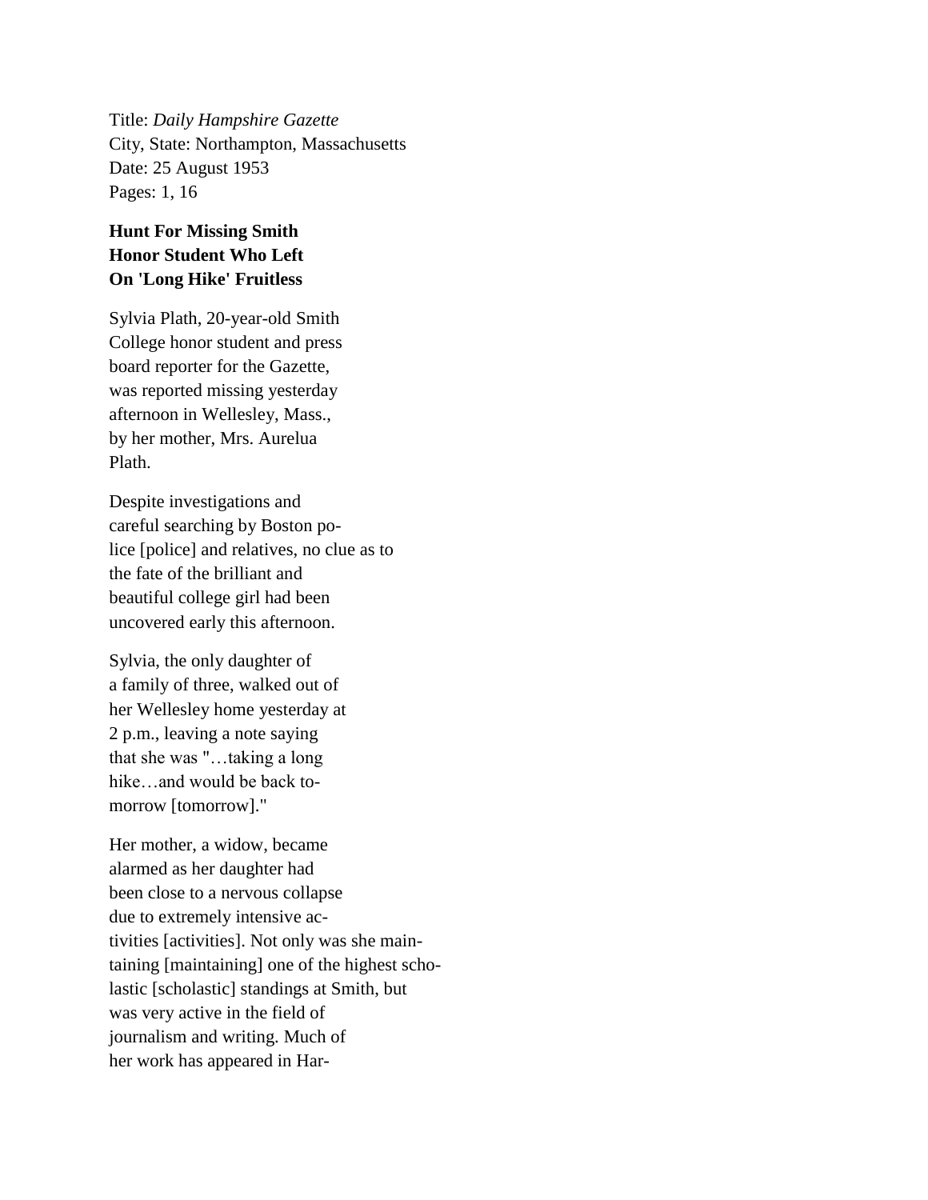Title: *Daily Hampshire Gazette*
City, State: Northampton, Massachusetts
Date: 25 August 1953
Pages: 1, 16

**Hunt For Missing Smith Honor Student Who Left On 'Long Hike' Fruitless**

Sylvia Plath, 20-year-old Smith College honor student and press board reporter for the Gazette, was reported missing yesterday afternoon in Wellesley, Mass., by her mother, Mrs. Aurelua Plath.

Despite investigations and careful searching by Boston po-lice [police] and relatives, no clue as to the fate of the brilliant and beautiful college girl had been uncovered early this afternoon.

Sylvia, the only daughter of a family of three, walked out of her Wellesley home yesterday at 2 p.m., leaving a note saying that she was "…taking a long hike…and would be back to-morrow [tomorrow]."

Her mother, a widow, became alarmed as her daughter had been close to a nervous collapse due to extremely intensive ac-tivities [activities]. Not only was she main-taining [maintaining] one of the highest scho-lastic [scholastic] standings at Smith, but was very active in the field of journalism and writing. Much of her work has appeared in Har-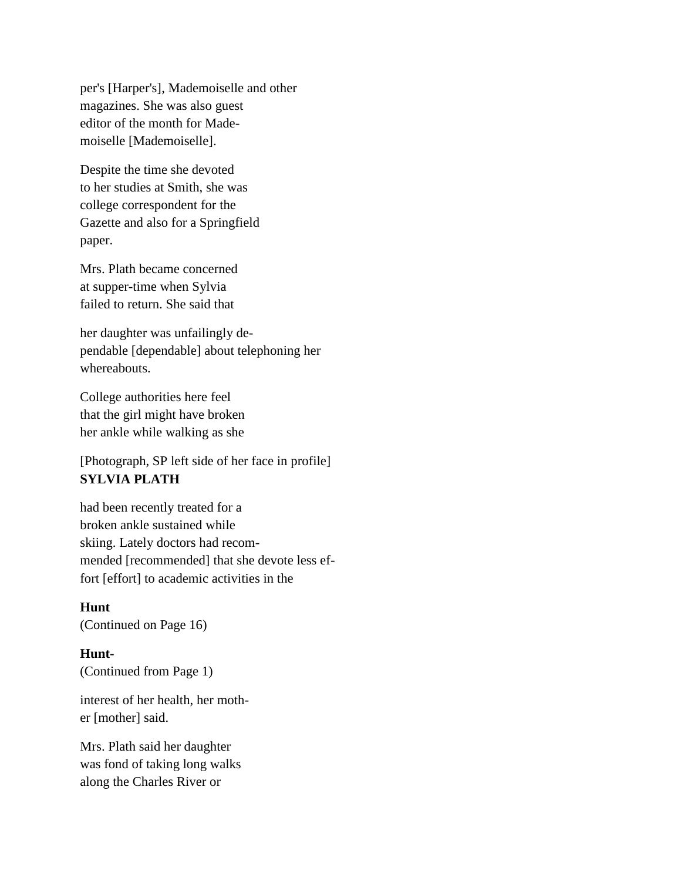per's [Harper's], Mademoiselle and other
magazines. She was also guest
editor of the month for Made-
moiselle [Mademoiselle].

Despite the time she devoted
to her studies at Smith, she was
college correspondent for the
Gazette and also for a Springfield
paper.

Mrs. Plath became concerned
at supper-time when Sylvia
failed to return. She said that

her daughter was unfailingly de-
pendable [dependable] about telephoning her
whereabouts.

College authorities here feel
that the girl might have broken
her ankle while walking as she

[Photograph, SP left side of her face in profile]
**SYLVIA PLATH**

had been recently treated for a
broken ankle sustained while
skiing. Lately doctors had recom-
mended [recommended] that she devote less ef-
fort [effort] to academic activities in the

**Hunt**
(Continued on Page 16)

**Hunt-**
(Continued from Page 1)

interest of her health, her moth-
er [mother] said.

Mrs. Plath said her daughter
was fond of taking long walks
along the Charles River or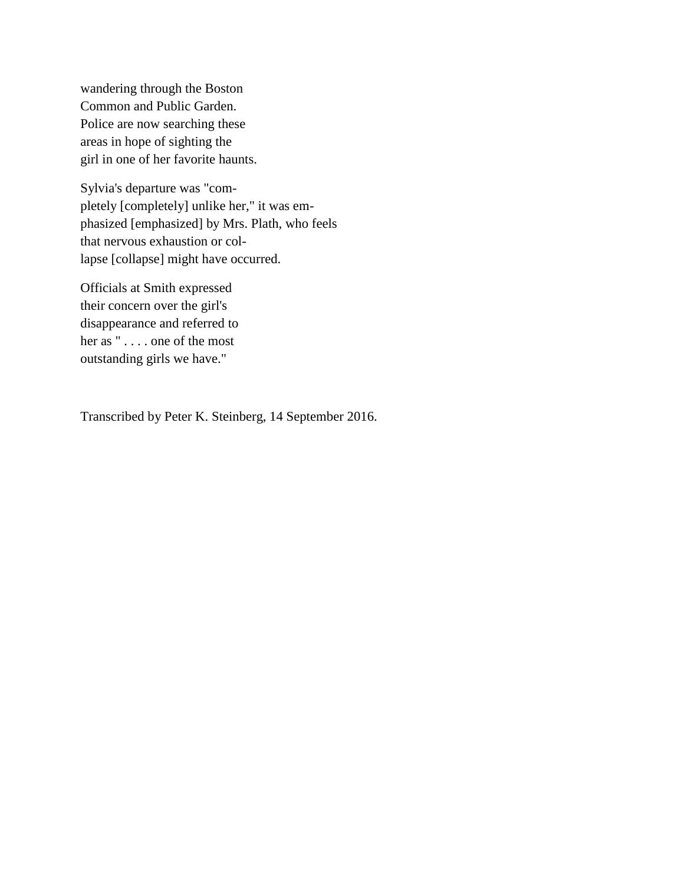wandering through the Boston
Common and Public Garden.
Police are now searching these
areas in hope of sighting the
girl in one of her favorite haunts.

Sylvia's departure was "com-
pletely [completely] unlike her," it was em-
phasized [emphasized] by Mrs. Plath, who feels
that nervous exhaustion or col-
lapse [collapse] might have occurred.

Officials at Smith expressed
their concern over the girl's
disappearance and referred to
her as " . . . . one of the most
outstanding girls we have."

Transcribed by Peter K. Steinberg, 14 September 2016.